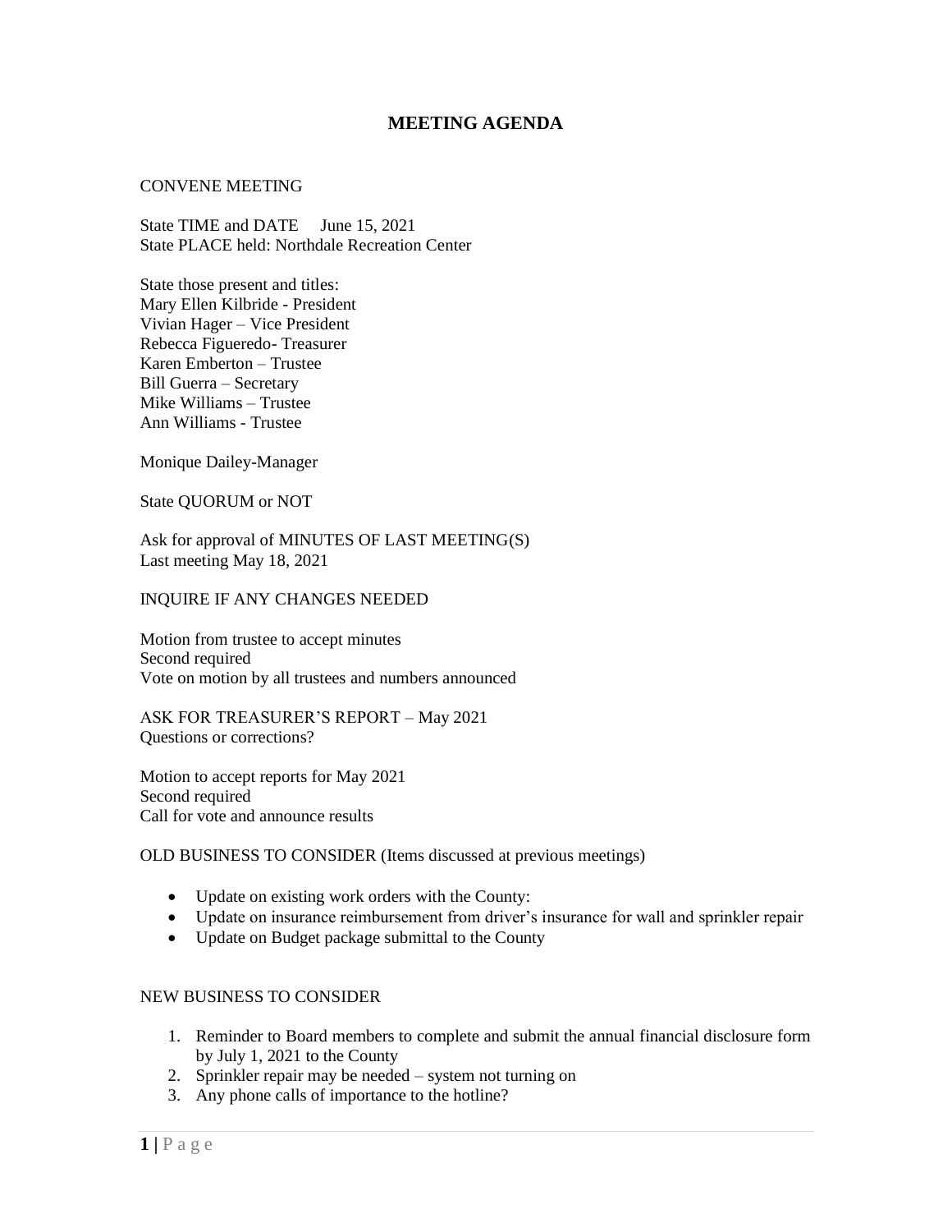# MEETING AGENDA

CONVENE MEETING

State TIME and DATE June 15, 2021
State PLACE held: Northdale Recreation Center

State those present and titles:
Mary Ellen Kilbride - President
Vivian Hager – Vice President
Rebecca Figueredo- Treasurer
Karen Emberton – Trustee
Bill Guerra – Secretary
Mike Williams – Trustee
Ann Williams - Trustee

Monique Dailey-Manager

State QUORUM or NOT

Ask for approval of MINUTES OF LAST MEETING(S)
Last meeting May 18, 2021

INQUIRE IF ANY CHANGES NEEDED

Motion from trustee to accept minutes
Second required
Vote on motion by all trustees and numbers announced

ASK FOR TREASURER'S REPORT – May 2021
Questions or corrections?

Motion to accept reports for May 2021
Second required
Call for vote and announce results

OLD BUSINESS TO CONSIDER (Items discussed at previous meetings)

- Update on existing work orders with the County:
- Update on insurance reimbursement from driver's insurance for wall and sprinkler repair
- Update on Budget package submittal to the County

NEW BUSINESS TO CONSIDER

1. Reminder to Board members to complete and submit the annual financial disclosure form by July 1, 2021 to the County
2. Sprinkler repair may be needed – system not turning on
3. Any phone calls of importance to the hotline?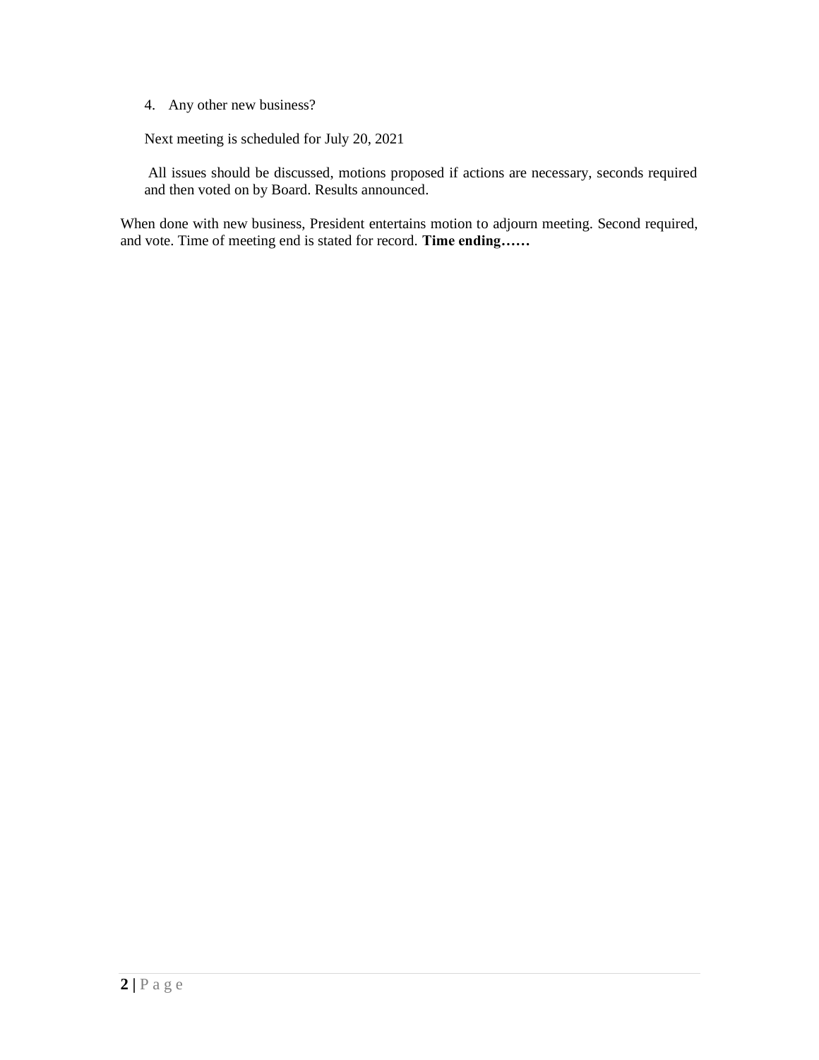4. Any other new business?

   Next meeting is scheduled for July 20, 2021

   All issues should be discussed, motions proposed if actions are necessary, seconds required and then voted on by Board. Results announced.

When done with new business, President entertains motion to adjourn meeting. Second required, and vote. Time of meeting end is stated for record. **Time ending……**